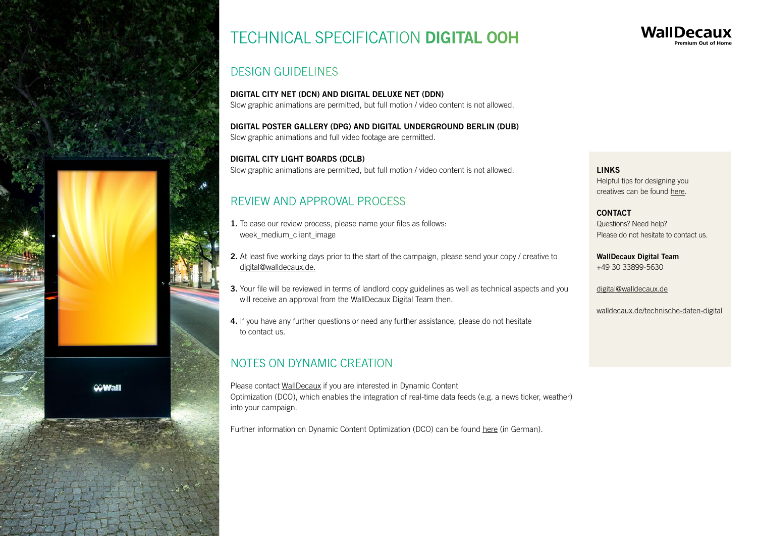# TECHNICAL SPECIFICATION **DIGITAL OOH**

WallDecaux
Premium Out of Home

## DESIGN GUIDELINES

**DIGITAL CITY NET (DCN) AND DIGITAL DELUXE NET (DDN)**
Slow graphic animations are permitted, but full motion / video content is not allowed.

**DIGITAL POSTER GALLERY (DPG) AND DIGITAL UNDERGROUND BERLIN (DUB)**
Slow graphic animations and full video footage are permitted.

**DIGITAL CITY LIGHT BOARDS (DCLB)**
Slow graphic animations are permitted, but full motion / video content is not allowed.

## REVIEW AND APPROVAL PROCESS

1. To ease our review process, please name your files as follows:
   week_medium_client_image
2. At least five working days prior to the start of the campaign, please send your copy / creative to digital@walldecaux.de.
3. Your file will be reviewed in terms of landlord copy guidelines as well as technical aspects and you will receive an approval from the WallDecaux Digital Team then.
4. If you have any further questions or need any further assistance, please do not hesitate to contact us.

## NOTES ON DYNAMIC CREATION

Please contact WallDecaux if you are interested in Dynamic Content Optimization (DCO), which enables the integration of real-time data feeds (e.g. a news ticker, weather) into your campaign.

Further information on Dynamic Content Optimization (DCO) can be found here (in German).

**LINKS**
Helpful tips for designing you creatives can be found here.

**CONTACT**
Questions? Need help?
Please do not hesitate to contact us.

**WallDecaux Digital Team**
+49 30 33899-5630

digital@walldecaux.de

walldecaux.de/technische-daten-digital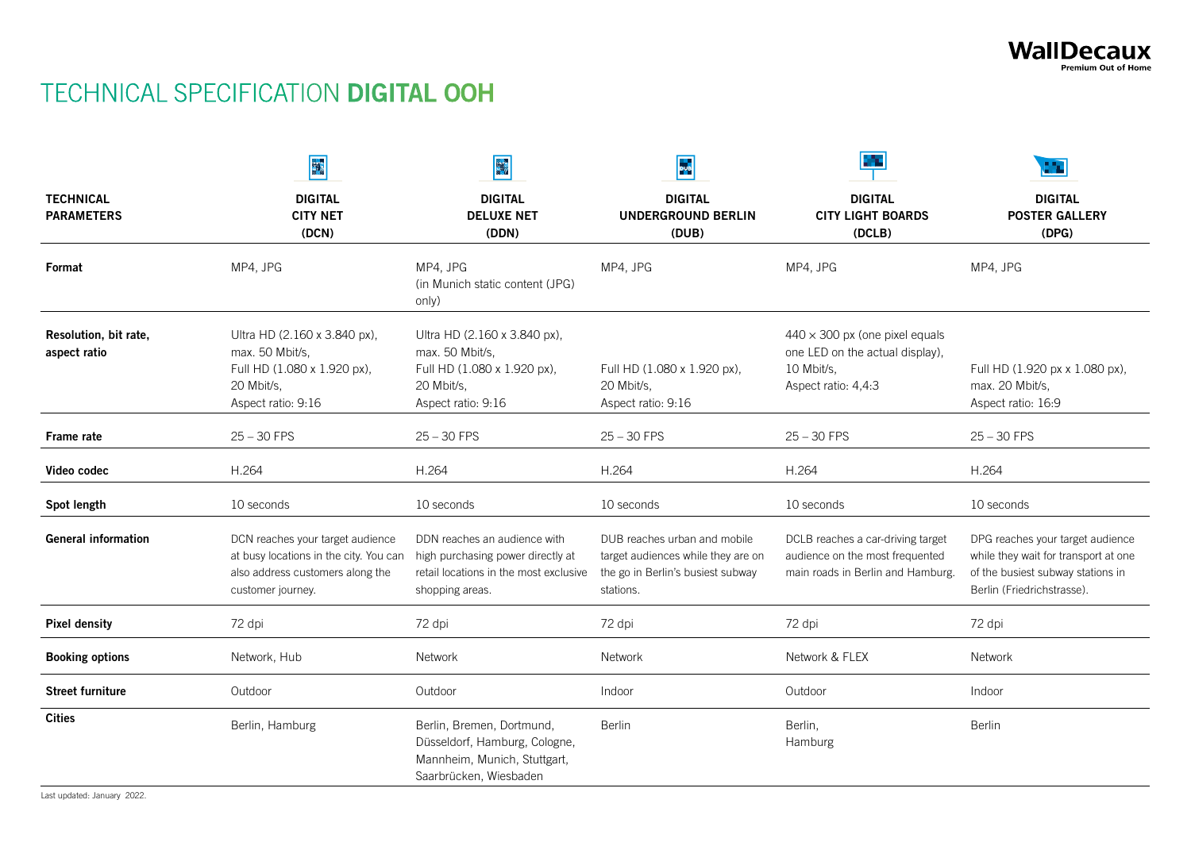# TECHNICAL SPECIFICATION **DIGITAL OOH**

| TECHNICAL PARAMETERS | DIGITAL CITY NET (DCN) | DIGITAL DELUXE NET (DDN) | DIGITAL UNDERGROUND BERLIN (DUB) | DIGITAL CITY LIGHT BOARDS (DCLB) | DIGITAL POSTER GALLERY (DPG) |
|---|---|---|---|---|---|
| **Format** | MP4, JPG | MP4, JPG (in Munich static content (JPG) only) | MP4, JPG | MP4, JPG | MP4, JPG |
| **Resolution, bit rate, aspect ratio** | Ultra HD (2.160 x 3.840 px), max. 50 Mbit/s, Full HD (1.080 x 1.920 px), 20 Mbit/s, Aspect ratio: 9:16 | Ultra HD (2.160 x 3.840 px), max. 50 Mbit/s, Full HD (1.080 x 1.920 px), 20 Mbit/s, Aspect ratio: 9:16 | Full HD (1.080 x 1.920 px), 20 Mbit/s, Aspect ratio: 9:16 | 440 × 300 px (one pixel equals one LED on the actual display), 10 Mbit/s, Aspect ratio: 4,4:3 | Full HD (1.920 px x 1.080 px), max. 20 Mbit/s, Aspect ratio: 16:9 |
| **Frame rate** | 25 – 30 FPS | 25 – 30 FPS | 25 – 30 FPS | 25 – 30 FPS | 25 – 30 FPS |
| **Video codec** | H.264 | H.264 | H.264 | H.264 | H.264 |
| **Spot length** | 10 seconds | 10 seconds | 10 seconds | 10 seconds | 10 seconds |
| **General information** | DCN reaches your target audience at busy locations in the city. You can also address customers along the customer journey. | DDN reaches an audience with high purchasing power directly at retail locations in the most exclusive shopping areas. | DUB reaches urban and mobile target audiences while they are on the go in Berlin's busiest subway stations. | DCLB reaches a car-driving target audience on the most frequented main roads in Berlin and Hamburg. | DPG reaches your target audience while they wait for transport at one of the busiest subway stations in Berlin (Friedrichstrasse). |
| **Pixel density** | 72 dpi | 72 dpi | 72 dpi | 72 dpi | 72 dpi |
| **Booking options** | Network, Hub | Network | Network | Network & FLEX | Network |
| **Street furniture** | Outdoor | Outdoor | Indoor | Outdoor | Indoor |
| **Cities** | Berlin, Hamburg | Berlin, Bremen, Dortmund, Düsseldorf, Hamburg, Cologne, Mannheim, Munich, Stuttgart, Saarbrücken, Wiesbaden | Berlin | Berlin, Hamburg | Berlin |

Last updated: January 2022.